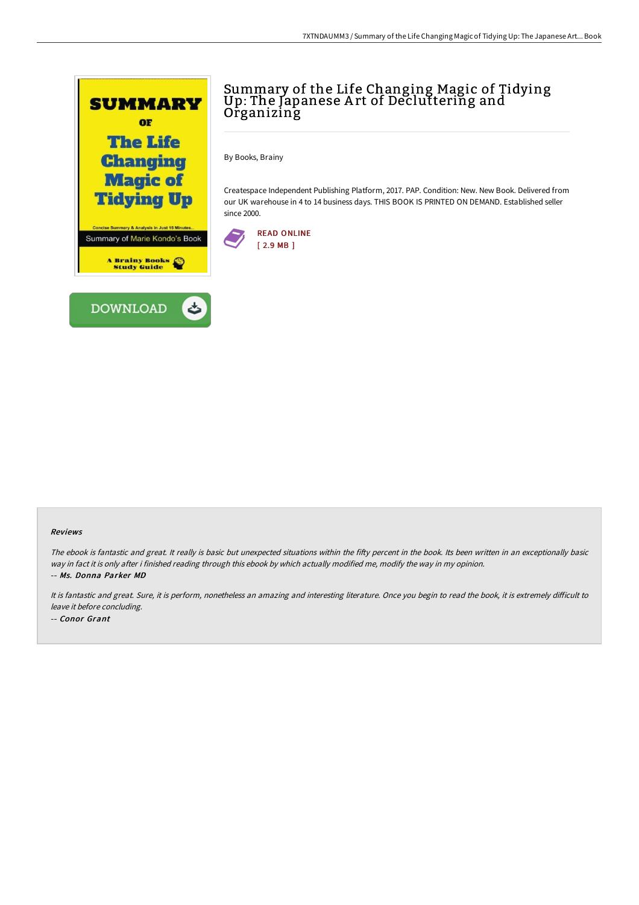# Summary of the Life Changing Magic of Tidying Up: The Japanese Art of Decluttering and Organizing

By Books, Brainy

Createspace Independent Publishing Platform, 2017. PAP. Condition: New. New Book. Delivered from our UK warehouse in 4 to 14 business days. THIS BOOK IS PRINTED ON DEMAND. Established seller since 2000.

READ ONLINE
[ 2.9 MB ]

DOWNLOAD

### Reviews

*The ebook is fantastic and great. It really is basic but unexpected situations within the fifty percent in the book. Its been written in an exceptionally basic way in fact it is only after i finished reading through this ebook by which actually modified me, modify the way in my opinion.*

*-- Ms. Donna Parker MD*

*It is fantastic and great. Sure, it is perform, nonetheless an amazing and interesting literature. Once you begin to read the book, it is extremely difficult to leave it before concluding.*

*-- Conor Grant*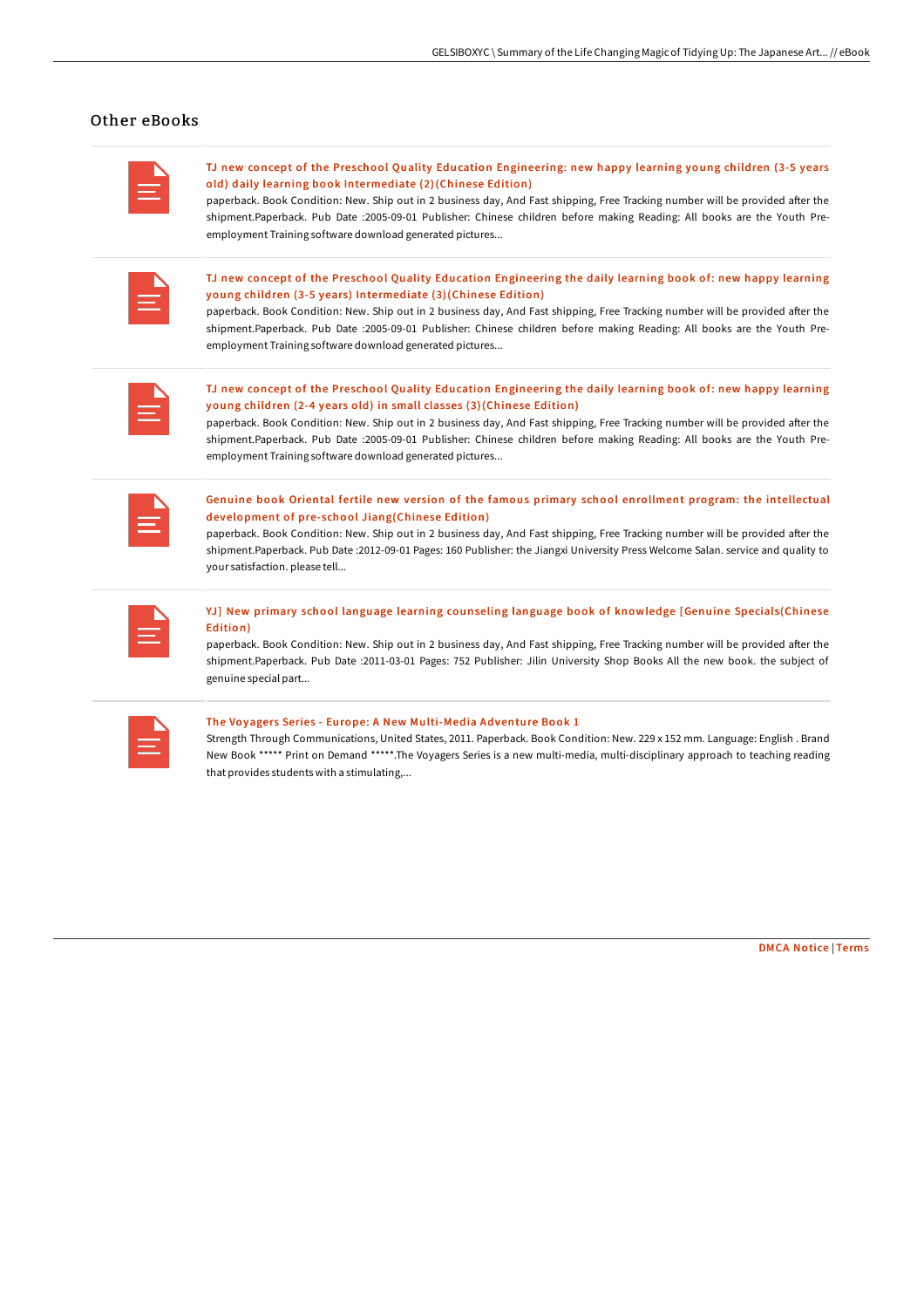## Other eBooks

**TJ new concept of the Preschool Quality Education Engineering: new happy learning young children (3-5 years old) daily learning book Intermediate (2)(Chinese Edition)**

paperback. Book Condition: New. Ship out in 2 business day, And Fast shipping, Free Tracking number will be provided after the shipment.Paperback. Pub Date :2005-09-01 Publisher: Chinese children before making Reading: All books are the Youth Pre-employment Training software download generated pictures...

**TJ new concept of the Preschool Quality Education Engineering the daily learning book of: new happy learning young children (3-5 years) Intermediate (3)(Chinese Edition)**

paperback. Book Condition: New. Ship out in 2 business day, And Fast shipping, Free Tracking number will be provided after the shipment.Paperback. Pub Date :2005-09-01 Publisher: Chinese children before making Reading: All books are the Youth Pre-employment Training software download generated pictures...

**TJ new concept of the Preschool Quality Education Engineering the daily learning book of: new happy learning young children (2-4 years old) in small classes (3)(Chinese Edition)**

paperback. Book Condition: New. Ship out in 2 business day, And Fast shipping, Free Tracking number will be provided after the shipment.Paperback. Pub Date :2005-09-01 Publisher: Chinese children before making Reading: All books are the Youth Pre-employment Training software download generated pictures...

**Genuine book Oriental fertile new version of the famous primary school enrollment program: the intellectual development of pre-school Jiang(Chinese Edition)**

paperback. Book Condition: New. Ship out in 2 business day, And Fast shipping, Free Tracking number will be provided after the shipment.Paperback. Pub Date :2012-09-01 Pages: 160 Publisher: the Jiangxi University Press Welcome Salan. service and quality to your satisfaction. please tell...

**YJ] New primary school language learning counseling language book of knowledge [Genuine Specials(Chinese Edition)**

paperback. Book Condition: New. Ship out in 2 business day, And Fast shipping, Free Tracking number will be provided after the shipment.Paperback. Pub Date :2011-03-01 Pages: 752 Publisher: Jilin University Shop Books All the new book. the subject of genuine special part...

**The Voyagers Series - Europe: A New Multi-Media Adventure Book 1**

Strength Through Communications, United States, 2011. Paperback. Book Condition: New. 229 x 152 mm. Language: English . Brand New Book ***** Print on Demand *****.The Voyagers Series is a new multi-media, multi-disciplinary approach to teaching reading that provides students with a stimulating,...